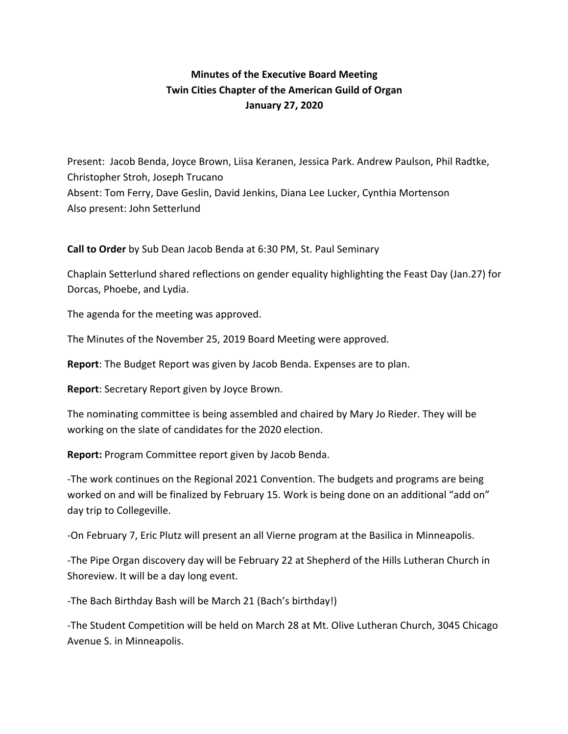**Minutes of the Executive Board Meeting**
**Twin Cities Chapter of the American Guild of Organ**
**January 27, 2020**

Present: Jacob Benda, Joyce Brown, Liisa Keranen, Jessica Park. Andrew Paulson, Phil Radtke, Christopher Stroh, Joseph Trucano
Absent: Tom Ferry, Dave Geslin, David Jenkins, Diana Lee Lucker, Cynthia Mortenson
Also present: John Setterlund

**Call to Order** by Sub Dean Jacob Benda at 6:30 PM, St. Paul Seminary

Chaplain Setterlund shared reflections on gender equality highlighting the Feast Day (Jan.27) for Dorcas, Phoebe, and Lydia.

The agenda for the meeting was approved.

The Minutes of the November 25, 2019 Board Meeting were approved.

**Report**: The Budget Report was given by Jacob Benda. Expenses are to plan.

**Report**: Secretary Report given by Joyce Brown.

The nominating committee is being assembled and chaired by Mary Jo Rieder. They will be working on the slate of candidates for the 2020 election.

**Report:** Program Committee report given by Jacob Benda.

-The work continues on the Regional 2021 Convention. The budgets and programs are being worked on and will be finalized by February 15. Work is being done on an additional "add on" day trip to Collegeville.

-On February 7, Eric Plutz will present an all Vierne program at the Basilica in Minneapolis.

-The Pipe Organ discovery day will be February 22 at Shepherd of the Hills Lutheran Church in Shoreview. It will be a day long event.

-The Bach Birthday Bash will be March 21 (Bach's birthday!)

-The Student Competition will be held on March 28 at Mt. Olive Lutheran Church, 3045 Chicago Avenue S. in Minneapolis.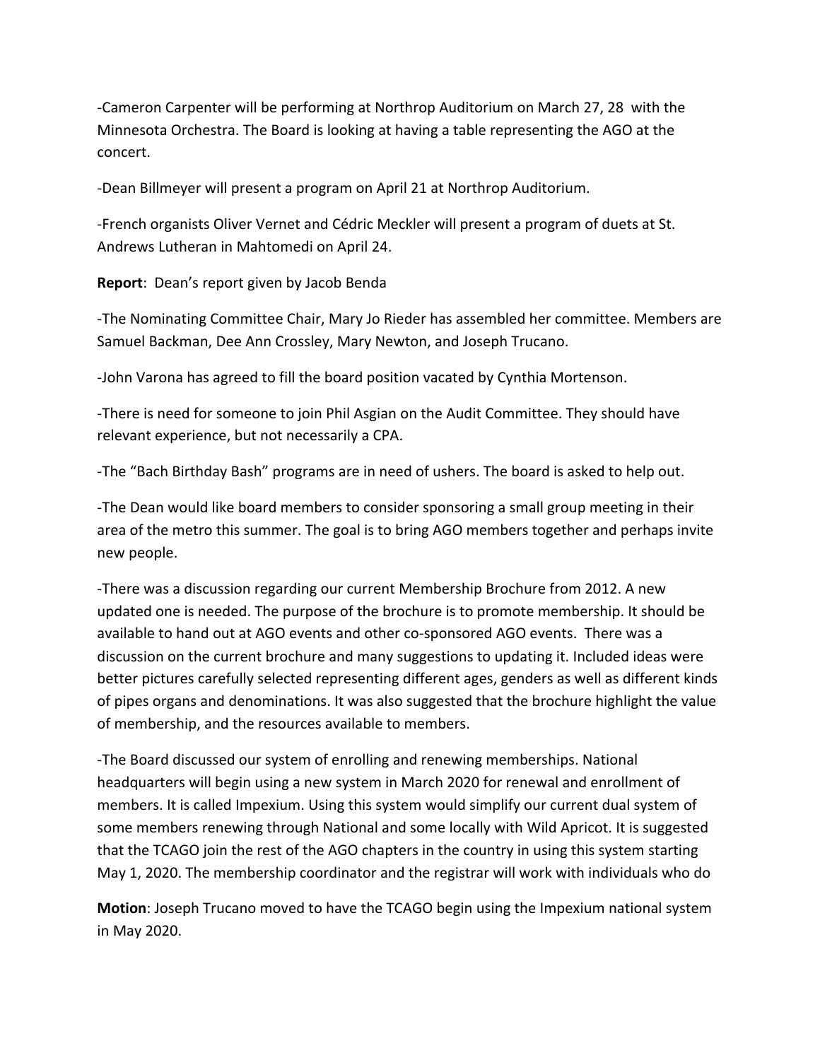-Cameron Carpenter will be performing at Northrop Auditorium on March 27, 28 with the Minnesota Orchestra. The Board is looking at having a table representing the AGO at the concert.

-Dean Billmeyer will present a program on April 21 at Northrop Auditorium.

-French organists Oliver Vernet and Cédric Meckler will present a program of duets at St. Andrews Lutheran in Mahtomedi on April 24.

**Report**: Dean's report given by Jacob Benda

-The Nominating Committee Chair, Mary Jo Rieder has assembled her committee. Members are Samuel Backman, Dee Ann Crossley, Mary Newton, and Joseph Trucano.

-John Varona has agreed to fill the board position vacated by Cynthia Mortenson.

-There is need for someone to join Phil Asgian on the Audit Committee. They should have relevant experience, but not necessarily a CPA.

-The "Bach Birthday Bash" programs are in need of ushers. The board is asked to help out.

-The Dean would like board members to consider sponsoring a small group meeting in their area of the metro this summer. The goal is to bring AGO members together and perhaps invite new people.

-There was a discussion regarding our current Membership Brochure from 2012. A new updated one is needed. The purpose of the brochure is to promote membership. It should be available to hand out at AGO events and other co-sponsored AGO events. There was a discussion on the current brochure and many suggestions to updating it. Included ideas were better pictures carefully selected representing different ages, genders as well as different kinds of pipes organs and denominations. It was also suggested that the brochure highlight the value of membership, and the resources available to members.

-The Board discussed our system of enrolling and renewing memberships. National headquarters will begin using a new system in March 2020 for renewal and enrollment of members. It is called Impexium. Using this system would simplify our current dual system of some members renewing through National and some locally with Wild Apricot. It is suggested that the TCAGO join the rest of the AGO chapters in the country in using this system starting May 1, 2020. The membership coordinator and the registrar will work with individuals who do

**Motion**: Joseph Trucano moved to have the TCAGO begin using the Impexium national system in May 2020.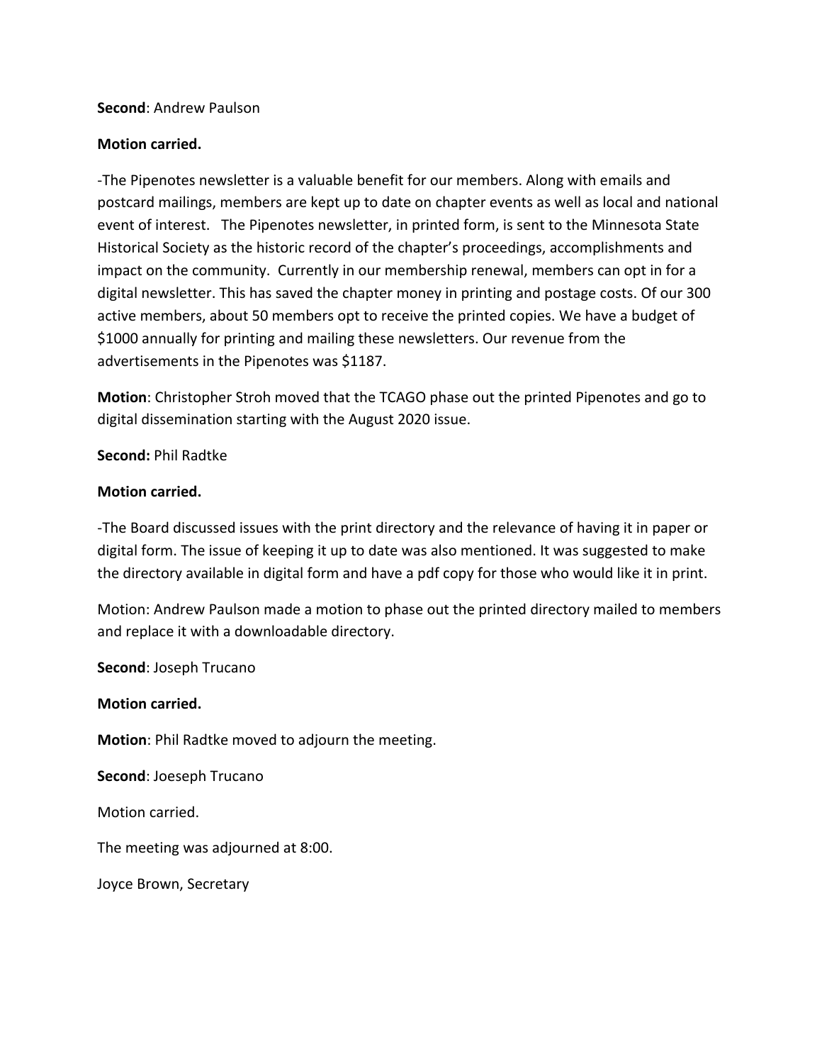**Second**: Andrew Paulson

**Motion carried.**

-The Pipenotes newsletter is a valuable benefit for our members. Along with emails and postcard mailings, members are kept up to date on chapter events as well as local and national event of interest. The Pipenotes newsletter, in printed form, is sent to the Minnesota State Historical Society as the historic record of the chapter's proceedings, accomplishments and impact on the community. Currently in our membership renewal, members can opt in for a digital newsletter. This has saved the chapter money in printing and postage costs. Of our 300 active members, about 50 members opt to receive the printed copies. We have a budget of $1000 annually for printing and mailing these newsletters. Our revenue from the advertisements in the Pipenotes was $1187.

**Motion**: Christopher Stroh moved that the TCAGO phase out the printed Pipenotes and go to digital dissemination starting with the August 2020 issue.

**Second:** Phil Radtke

**Motion carried.**

-The Board discussed issues with the print directory and the relevance of having it in paper or digital form. The issue of keeping it up to date was also mentioned. It was suggested to make the directory available in digital form and have a pdf copy for those who would like it in print.

Motion: Andrew Paulson made a motion to phase out the printed directory mailed to members and replace it with a downloadable directory.

**Second**: Joseph Trucano

**Motion carried.**

**Motion**: Phil Radtke moved to adjourn the meeting.

**Second**: Joeseph Trucano

Motion carried.

The meeting was adjourned at 8:00.

Joyce Brown, Secretary